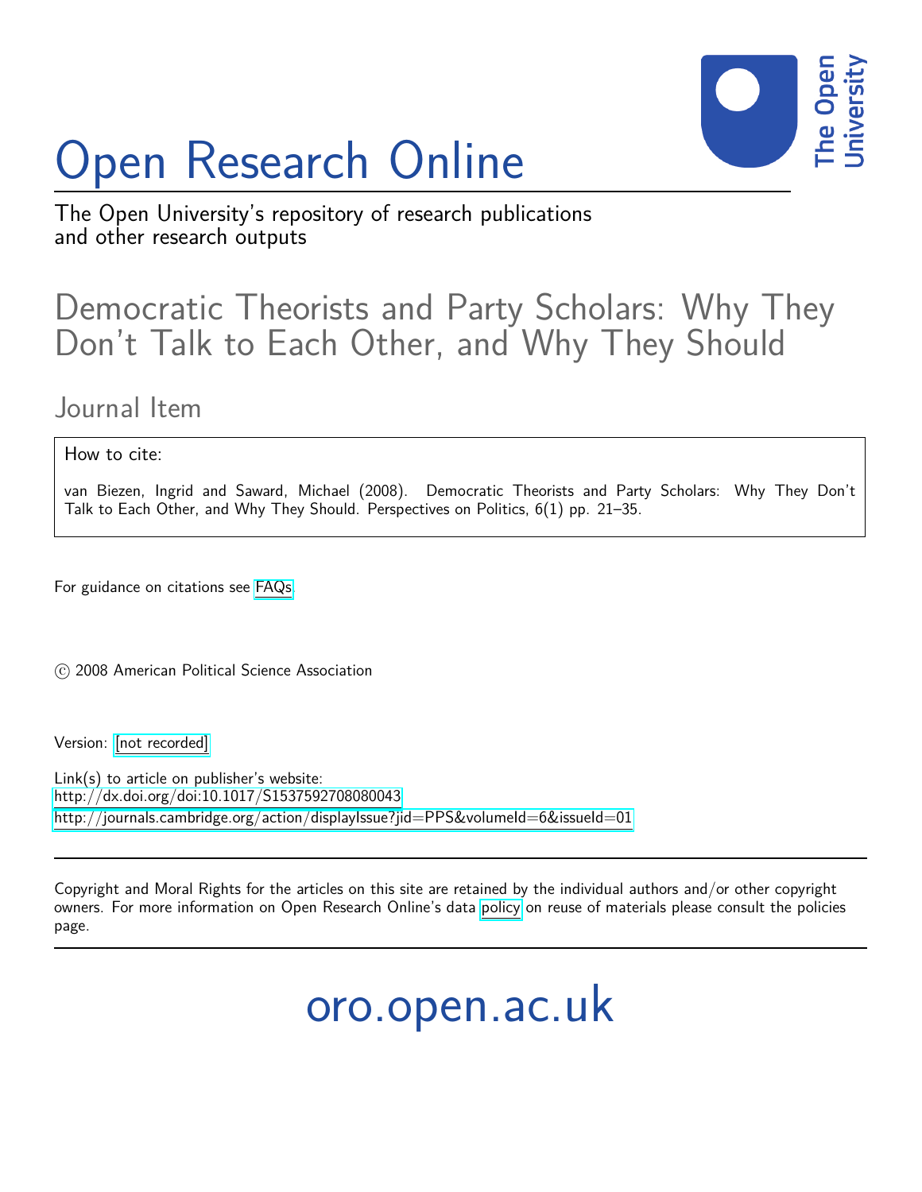# Open Research Online

The Open University's repository of research publications and other research outputs

## Democratic Theorists and Party Scholars: Why They Don't Talk to Each Other, and Why They Should

### Journal Item

How to cite:

van Biezen, Ingrid and Saward, Michael (2008). Democratic Theorists and Party Scholars: Why They Don't Talk to Each Other, and Why They Should. Perspectives on Politics, 6(1) pp. 21–35.

For guidance on citations see FAQs.

© 2008 American Political Science Association

Version: [not recorded]

Link(s) to article on publisher's website:
http://dx.doi.org/doi:10.1017/S1537592708080043
http://journals.cambridge.org/action/displayIssue?jid=PPS&volumeId=6&issueId=01

Copyright and Moral Rights for the articles on this site are retained by the individual authors and/or other copyright owners. For more information on Open Research Online's data policy on reuse of materials please consult the policies page.

oro.open.ac.uk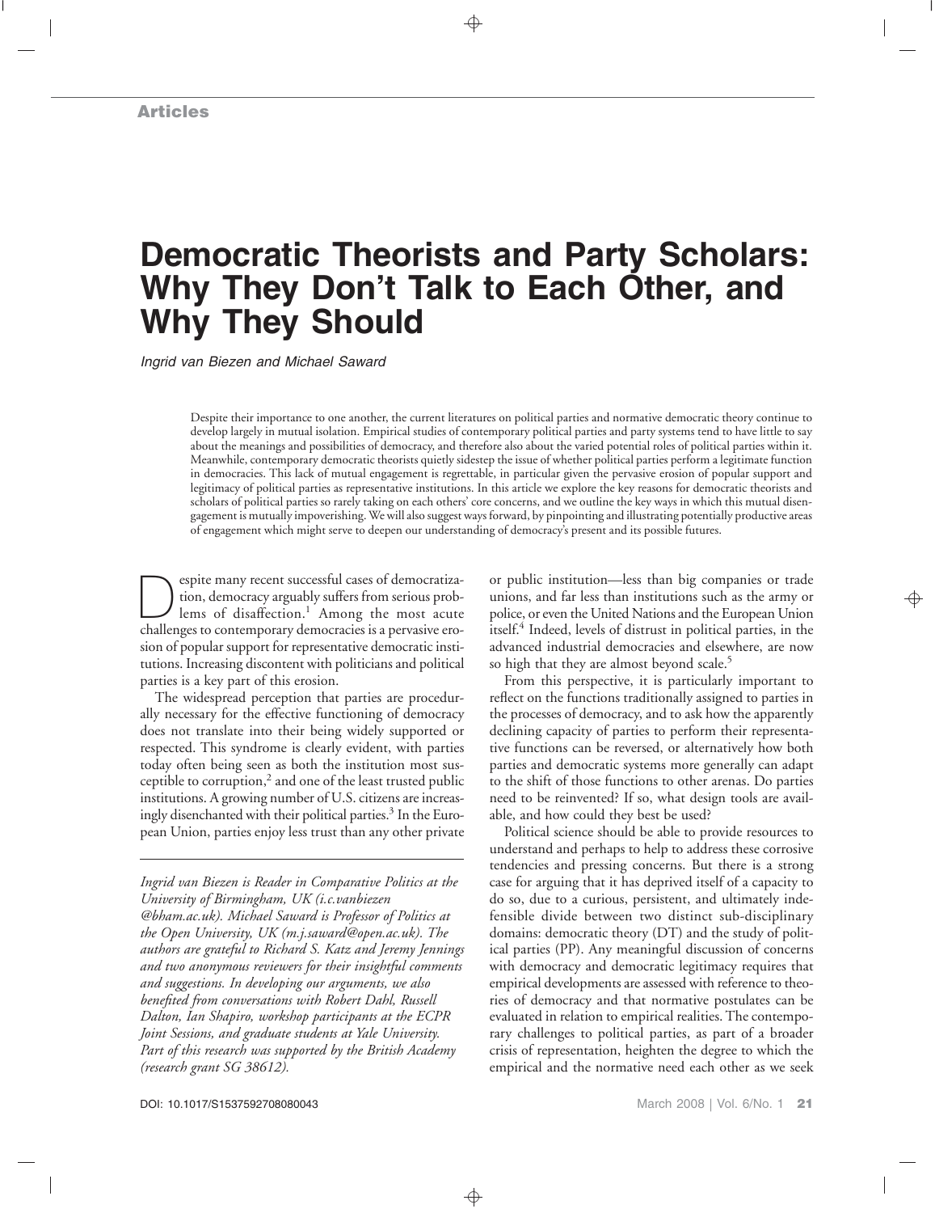**Articles**

# Democratic Theorists and Party Scholars: Why They Don't Talk to Each Other, and Why They Should

*Ingrid van Biezen and Michael Saward*

Despite their importance to one another, the current literatures on political parties and normative democratic theory continue to develop largely in mutual isolation. Empirical studies of contemporary political parties and party systems tend to have little to say about the meanings and possibilities of democracy, and therefore also about the varied potential roles of political parties within it. Meanwhile, contemporary democratic theorists quietly sidestep the issue of whether political parties perform a legitimate function in democracies. This lack of mutual engagement is regrettable, in particular given the pervasive erosion of popular support and legitimacy of political parties as representative institutions. In this article we explore the key reasons for democratic theorists and scholars of political parties so rarely taking on each others' core concerns, and we outline the key ways in which this mutual disengagement is mutually impoverishing. We will also suggest ways forward, by pinpointing and illustrating potentially productive areas of engagement which might serve to deepen our understanding of democracy's present and its possible futures.

Despite many recent successful cases of democratization, democracy arguably suffers from serious problems of disaffection.[1] Among the most acute challenges to contemporary democracies is a pervasive erosion of popular support for representative democratic institutions. Increasing discontent with politicians and political parties is a key part of this erosion.

The widespread perception that parties are procedurally necessary for the effective functioning of democracy does not translate into their being widely supported or respected. This syndrome is clearly evident, with parties today often being seen as both the institution most susceptible to corruption,[2] and one of the least trusted public institutions. A growing number of U.S. citizens are increasingly disenchanted with their political parties.[3] In the European Union, parties enjoy less trust than any other private or public institution—less than big companies or trade unions, and far less than institutions such as the army or police, or even the United Nations and the European Union itself.[4] Indeed, levels of distrust in political parties, in the advanced industrial democracies and elsewhere, are now so high that they are almost beyond scale.[5]

From this perspective, it is particularly important to reflect on the functions traditionally assigned to parties in the processes of democracy, and to ask how the apparently declining capacity of parties to perform their representative functions can be reversed, or alternatively how both parties and democratic systems more generally can adapt to the shift of those functions to other arenas. Do parties need to be reinvented? If so, what design tools are available, and how could they best be used?

Political science should be able to provide resources to understand and perhaps to help to address these corrosive tendencies and pressing concerns. But there is a strong case for arguing that it has deprived itself of a capacity to do so, due to a curious, persistent, and ultimately indefensible divide between two distinct sub-disciplinary domains: democratic theory (DT) and the study of political parties (PP). Any meaningful discussion of concerns with democracy and democratic legitimacy requires that empirical developments are assessed with reference to theories of democracy and that normative postulates can be evaluated in relation to empirical realities. The contemporary challenges to political parties, as part of a broader crisis of representation, heighten the degree to which the empirical and the normative need each other as we seek

---

*Ingrid van Biezen is Reader in Comparative Politics at the University of Birmingham, UK (i.c.vanbiezen@bham.ac.uk). Michael Saward is Professor of Politics at the Open University, UK (m.j.saward@open.ac.uk). The authors are grateful to Richard S. Katz and Jeremy Jennings and two anonymous reviewers for their insightful comments and suggestions. In developing our arguments, we also benefited from conversations with Robert Dahl, Russell Dalton, Ian Shapiro, workshop participants at the ECPR Joint Sessions, and graduate students at Yale University. Part of this research was supported by the British Academy (research grant SG 38612).*

DOI: 10.1017/S1537592708080043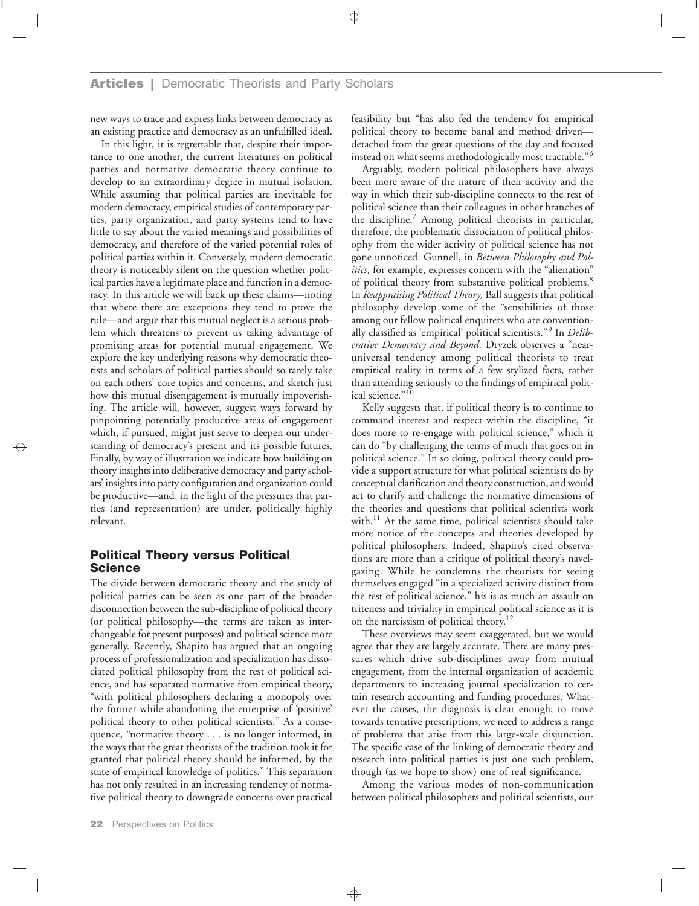new ways to trace and express links between democracy as an existing practice and democracy as an unfulfilled ideal.

In this light, it is regrettable that, despite their importance to one another, the current literatures on political parties and normative democratic theory continue to develop to an extraordinary degree in mutual isolation. While assuming that political parties are inevitable for modern democracy, empirical studies of contemporary parties, party organization, and party systems tend to have little to say about the varied meanings and possibilities of democracy, and therefore of the varied potential roles of political parties within it. Conversely, modern democratic theory is noticeably silent on the question whether political parties have a legitimate place and function in a democracy. In this article we will back up these claims—noting that where there are exceptions they tend to prove the rule—and argue that this mutual neglect is a serious problem which threatens to prevent us taking advantage of promising areas for potential mutual engagement. We explore the key underlying reasons why democratic theorists and scholars of political parties should so rarely take on each others' core topics and concerns, and sketch just how this mutual disengagement is mutually impoverishing. The article will, however, suggest ways forward by pinpointing potentially productive areas of engagement which, if pursued, might just serve to deepen our understanding of democracy's present and its possible futures. Finally, by way of illustration we indicate how building on theory insights into deliberative democracy and party scholars' insights into party configuration and organization could be productive—and, in the light of the pressures that parties (and representation) are under, politically highly relevant.

## Political Theory versus Political Science

The divide between democratic theory and the study of political parties can be seen as one part of the broader disconnection between the sub-discipline of political theory (or political philosophy—the terms are taken as interchangeable for present purposes) and political science more generally. Recently, Shapiro has argued that an ongoing process of professionalization and specialization has dissociated political philosophy from the rest of political science, and has separated normative from empirical theory, "with political philosophers declaring a monopoly over the former while abandoning the enterprise of 'positive' political theory to other political scientists." As a consequence, "normative theory . . . is no longer informed, in the ways that the great theorists of the tradition took it for granted that political theory should be informed, by the state of empirical knowledge of politics." This separation has not only resulted in an increasing tendency of normative political theory to downgrade concerns over practical feasibility but "has also fed the tendency for empirical political theory to become banal and method driven—detached from the great questions of the day and focused instead on what seems methodologically most tractable."[6]

Arguably, modern political philosophers have always been more aware of the nature of their activity and the way in which their sub-discipline connects to the rest of political science than their colleagues in other branches of the discipline.[7] Among political theorists in particular, therefore, the problematic dissociation of political philosophy from the wider activity of political science has not gone unnoticed. Gunnell, in *Between Philosophy and Politics,* for example, expresses concern with the "alienation" of political theory from substantive political problems.[8] In *Reappraising Political Theory,* Ball suggests that political philosophy develop some of the "sensibilities of those among our fellow political enquirers who are conventionally classified as 'empirical' political scientists."[9] In *Deliberative Democracy and Beyond,* Dryzek observes a "near-universal tendency among political theorists to treat empirical reality in terms of a few stylized facts, rather than attending seriously to the findings of empirical political science."[10]

Kelly suggests that, if political theory is to continue to command interest and respect within the discipline, "it does more to re-engage with political science," which it can do "by challenging the terms of much that goes on in political science." In so doing, political theory could provide a support structure for what political scientists do by conceptual clarification and theory construction, and would act to clarify and challenge the normative dimensions of the theories and questions that political scientists work with.[11] At the same time, political scientists should take more notice of the concepts and theories developed by political philosophers. Indeed, Shapiro's cited observations are more than a critique of political theory's navel-gazing. While he condemns the theorists for seeing themselves engaged "in a specialized activity distinct from the rest of political science," his is as much an assault on triteness and triviality in empirical political science as it is on the narcissism of political theory.[12]

These overviews may seem exaggerated, but we would agree that they are largely accurate. There are many pressures which drive sub-disciplines away from mutual engagement, from the internal organization of academic departments to increasing journal specialization to certain research accounting and funding procedures. Whatever the causes, the diagnosis is clear enough; to move towards tentative prescriptions, we need to address a range of problems that arise from this large-scale disjunction. The specific case of the linking of democratic theory and research into political parties is just one such problem, though (as we hope to show) one of real significance.

Among the various modes of non-communication between political philosophers and political scientists, our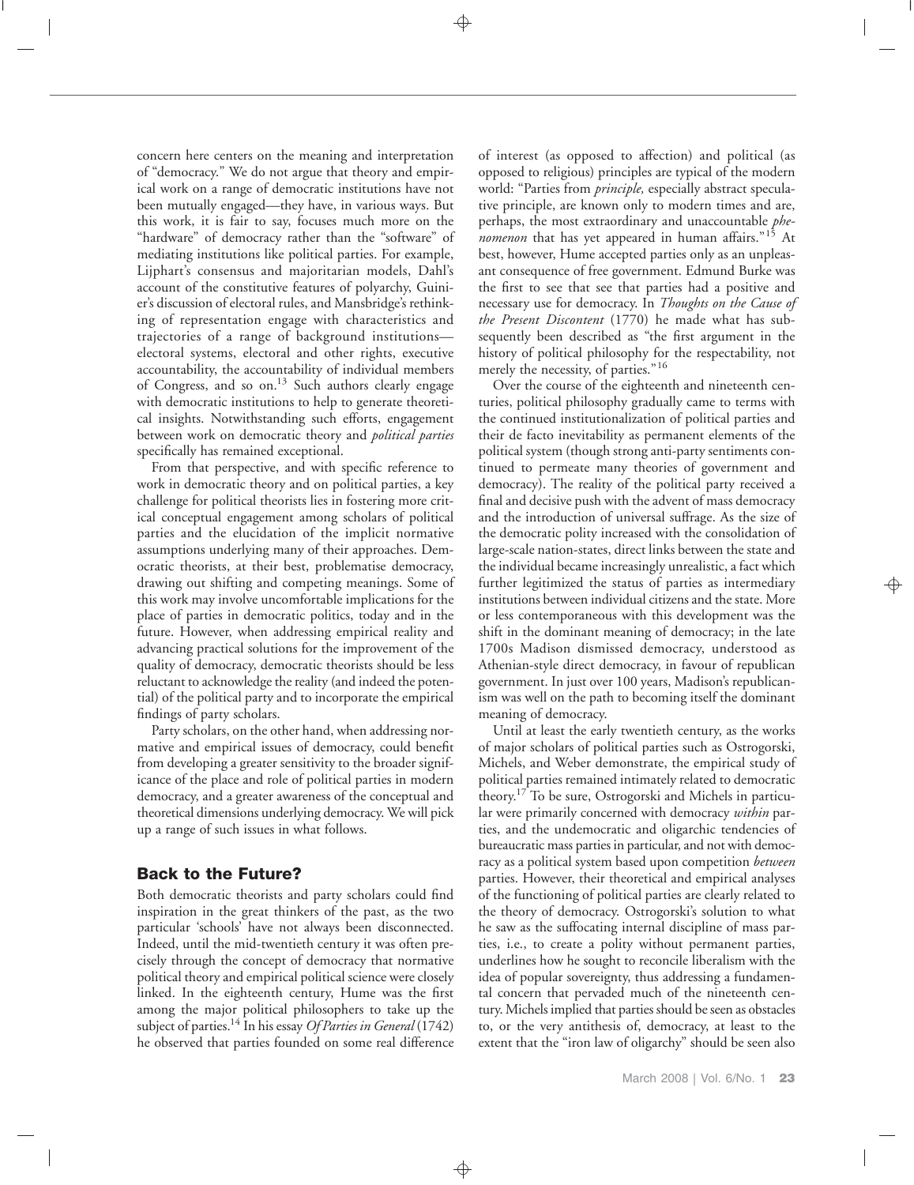concern here centers on the meaning and interpretation of "democracy." We do not argue that theory and empirical work on a range of democratic institutions have not been mutually engaged—they have, in various ways. But this work, it is fair to say, focuses much more on the "hardware" of democracy rather than the "software" of mediating institutions like political parties. For example, Lijphart's consensus and majoritarian models, Dahl's account of the constitutive features of polyarchy, Guinier's discussion of electoral rules, and Mansbridge's rethinking of representation engage with characteristics and trajectories of a range of background institutions—electoral systems, electoral and other rights, executive accountability, the accountability of individual members of Congress, and so on.[13] Such authors clearly engage with democratic institutions to help to generate theoretical insights. Notwithstanding such efforts, engagement between work on democratic theory and *political parties* specifically has remained exceptional.

From that perspective, and with specific reference to work in democratic theory and on political parties, a key challenge for political theorists lies in fostering more critical conceptual engagement among scholars of political parties and the elucidation of the implicit normative assumptions underlying many of their approaches. Democratic theorists, at their best, problematise democracy, drawing out shifting and competing meanings. Some of this work may involve uncomfortable implications for the place of parties in democratic politics, today and in the future. However, when addressing empirical reality and advancing practical solutions for the improvement of the quality of democracy, democratic theorists should be less reluctant to acknowledge the reality (and indeed the potential) of the political party and to incorporate the empirical findings of party scholars.

Party scholars, on the other hand, when addressing normative and empirical issues of democracy, could benefit from developing a greater sensitivity to the broader significance of the place and role of political parties in modern democracy, and a greater awareness of the conceptual and theoretical dimensions underlying democracy. We will pick up a range of such issues in what follows.

## Back to the Future?

Both democratic theorists and party scholars could find inspiration in the great thinkers of the past, as the two particular 'schools' have not always been disconnected. Indeed, until the mid-twentieth century it was often precisely through the concept of democracy that normative political theory and empirical political science were closely linked. In the eighteenth century, Hume was the first among the major political philosophers to take up the subject of parties.[14] In his essay *Of Parties in General* (1742) he observed that parties founded on some real difference of interest (as opposed to affection) and political (as opposed to religious) principles are typical of the modern world: "Parties from *principle,* especially abstract speculative principle, are known only to modern times and are, perhaps, the most extraordinary and unaccountable *phenomenon* that has yet appeared in human affairs."[15] At best, however, Hume accepted parties only as an unpleasant consequence of free government. Edmund Burke was the first to see that see that parties had a positive and necessary use for democracy. In *Thoughts on the Cause of the Present Discontent* (1770) he made what has subsequently been described as "the first argument in the history of political philosophy for the respectability, not merely the necessity, of parties."[16]

Over the course of the eighteenth and nineteenth centuries, political philosophy gradually came to terms with the continued institutionalization of political parties and their de facto inevitability as permanent elements of the political system (though strong anti-party sentiments continued to permeate many theories of government and democracy). The reality of the political party received a final and decisive push with the advent of mass democracy and the introduction of universal suffrage. As the size of the democratic polity increased with the consolidation of large-scale nation-states, direct links between the state and the individual became increasingly unrealistic, a fact which further legitimized the status of parties as intermediary institutions between individual citizens and the state. More or less contemporaneous with this development was the shift in the dominant meaning of democracy; in the late 1700s Madison dismissed democracy, understood as Athenian-style direct democracy, in favour of republican government. In just over 100 years, Madison's republicanism was well on the path to becoming itself the dominant meaning of democracy.

Until at least the early twentieth century, as the works of major scholars of political parties such as Ostrogorski, Michels, and Weber demonstrate, the empirical study of political parties remained intimately related to democratic theory.[17] To be sure, Ostrogorski and Michels in particular were primarily concerned with democracy *within* parties, and the undemocratic and oligarchic tendencies of bureaucratic mass parties in particular, and not with democracy as a political system based upon competition *between* parties. However, their theoretical and empirical analyses of the functioning of political parties are clearly related to the theory of democracy. Ostrogorski's solution to what he saw as the suffocating internal discipline of mass parties, i.e., to create a polity without permanent parties, underlines how he sought to reconcile liberalism with the idea of popular sovereignty, thus addressing a fundamental concern that pervaded much of the nineteenth century. Michels implied that parties should be seen as obstacles to, or the very antithesis of, democracy, at least to the extent that the "iron law of oligarchy" should be seen also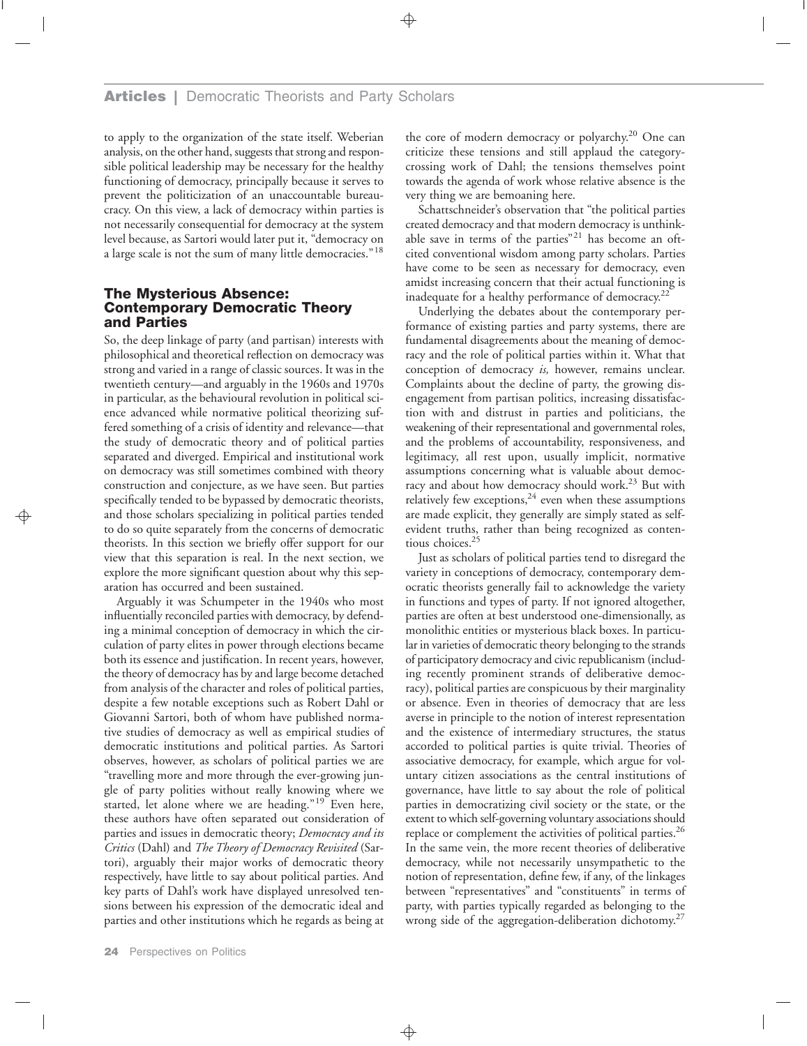to apply to the organization of the state itself. Weberian analysis, on the other hand, suggests that strong and responsible political leadership may be necessary for the healthy functioning of democracy, principally because it serves to prevent the politicization of an unaccountable bureaucracy. On this view, a lack of democracy within parties is not necessarily consequential for democracy at the system level because, as Sartori would later put it, "democracy on a large scale is not the sum of many little democracies."[18]

## The Mysterious Absence: Contemporary Democratic Theory and Parties

So, the deep linkage of party (and partisan) interests with philosophical and theoretical reflection on democracy was strong and varied in a range of classic sources. It was in the twentieth century—and arguably in the 1960s and 1970s in particular, as the behavioural revolution in political science advanced while normative political theorizing suffered something of a crisis of identity and relevance—that the study of democratic theory and of political parties separated and diverged. Empirical and institutional work on democracy was still sometimes combined with theory construction and conjecture, as we have seen. But parties specifically tended to be bypassed by democratic theorists, and those scholars specializing in political parties tended to do so quite separately from the concerns of democratic theorists. In this section we briefly offer support for our view that this separation is real. In the next section, we explore the more significant question about why this separation has occurred and been sustained.

Arguably it was Schumpeter in the 1940s who most influentially reconciled parties with democracy, by defending a minimal conception of democracy in which the circulation of party elites in power through elections became both its essence and justification. In recent years, however, the theory of democracy has by and large become detached from analysis of the character and roles of political parties, despite a few notable exceptions such as Robert Dahl or Giovanni Sartori, both of whom have published normative studies of democracy as well as empirical studies of democratic institutions and political parties. As Sartori observes, however, as scholars of political parties we are "travelling more and more through the ever-growing jungle of party polities without really knowing where we started, let alone where we are heading."[19] Even here, these authors have often separated out consideration of parties and issues in democratic theory; *Democracy and its Critics* (Dahl) and *The Theory of Democracy Revisited* (Sartori), arguably their major works of democratic theory respectively, have little to say about political parties. And key parts of Dahl's work have displayed unresolved tensions between his expression of the democratic ideal and parties and other institutions which he regards as being at the core of modern democracy or polyarchy.[20] One can criticize these tensions and still applaud the category-crossing work of Dahl; the tensions themselves point towards the agenda of work whose relative absence is the very thing we are bemoaning here.

Schattschneider's observation that "the political parties created democracy and that modern democracy is unthinkable save in terms of the parties"[21] has become an oft-cited conventional wisdom among party scholars. Parties have come to be seen as necessary for democracy, even amidst increasing concern that their actual functioning is inadequate for a healthy performance of democracy.[22]

Underlying the debates about the contemporary performance of existing parties and party systems, there are fundamental disagreements about the meaning of democracy and the role of political parties within it. What that conception of democracy *is,* however, remains unclear. Complaints about the decline of party, the growing disengagement from partisan politics, increasing dissatisfaction with and distrust in parties and politicians, the weakening of their representational and governmental roles, and the problems of accountability, responsiveness, and legitimacy, all rest upon, usually implicit, normative assumptions concerning what is valuable about democracy and about how democracy should work.[23] But with relatively few exceptions,[24] even when these assumptions are made explicit, they generally are simply stated as self-evident truths, rather than being recognized as contentious choices.[25]

Just as scholars of political parties tend to disregard the variety in conceptions of democracy, contemporary democratic theorists generally fail to acknowledge the variety in functions and types of party. If not ignored altogether, parties are often at best understood one-dimensionally, as monolithic entities or mysterious black boxes. In particular in varieties of democratic theory belonging to the strands of participatory democracy and civic republicanism (including recently prominent strands of deliberative democracy), political parties are conspicuous by their marginality or absence. Even in theories of democracy that are less averse in principle to the notion of interest representation and the existence of intermediary structures, the status accorded to political parties is quite trivial. Theories of associative democracy, for example, which argue for voluntary citizen associations as the central institutions of governance, have little to say about the role of political parties in democratizing civil society or the state, or the extent to which self-governing voluntary associations should replace or complement the activities of political parties.[26] In the same vein, the more recent theories of deliberative democracy, while not necessarily unsympathetic to the notion of representation, define few, if any, of the linkages between "representatives" and "constituents" in terms of party, with parties typically regarded as belonging to the wrong side of the aggregation-deliberation dichotomy.[27]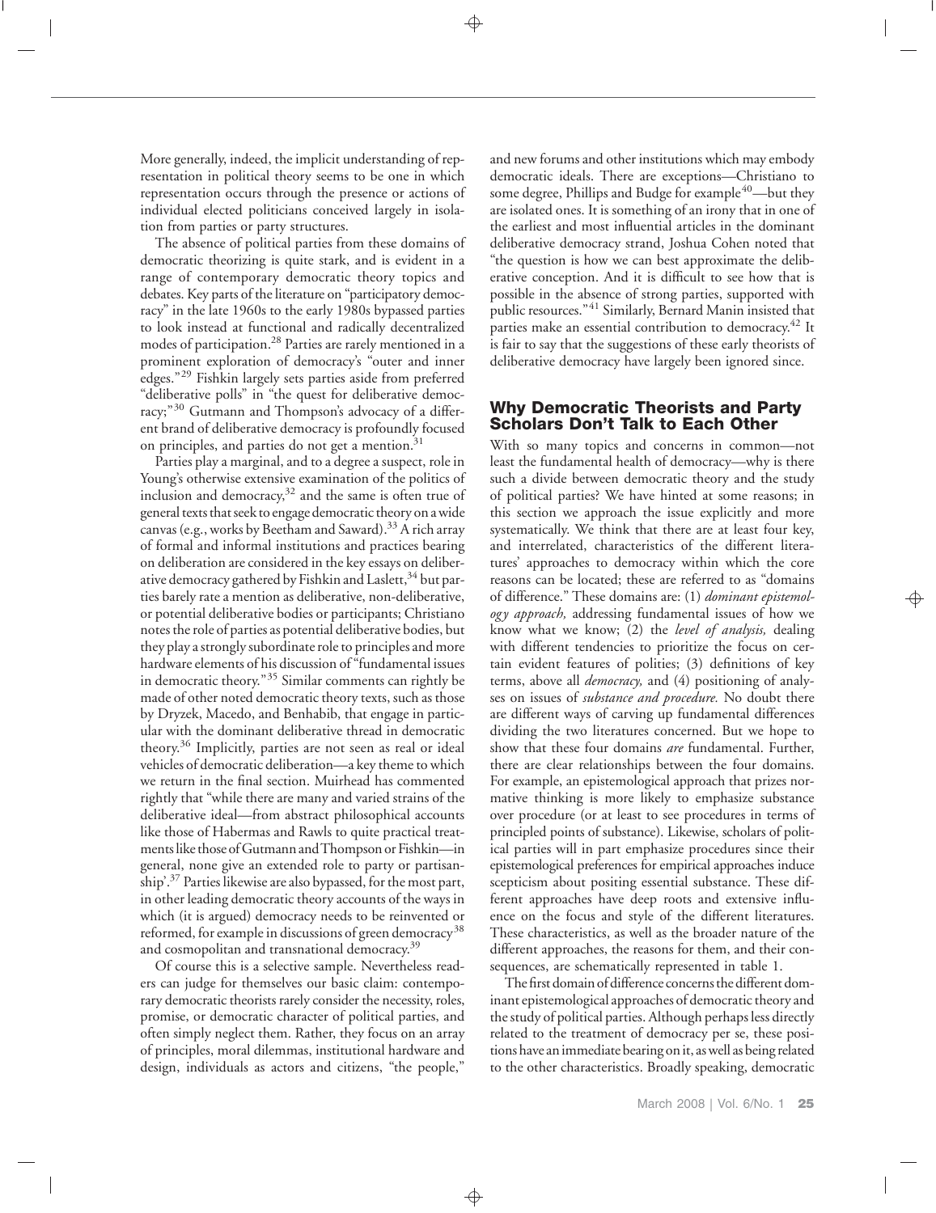More generally, indeed, the implicit understanding of representation in political theory seems to be one in which representation occurs through the presence or actions of individual elected politicians conceived largely in isolation from parties or party structures.

The absence of political parties from these domains of democratic theorizing is quite stark, and is evident in a range of contemporary democratic theory topics and debates. Key parts of the literature on "participatory democracy" in the late 1960s to the early 1980s bypassed parties to look instead at functional and radically decentralized modes of participation.[28] Parties are rarely mentioned in a prominent exploration of democracy's "outer and inner edges."[29] Fishkin largely sets parties aside from preferred "deliberative polls" in "the quest for deliberative democracy;"[30] Gutmann and Thompson's advocacy of a different brand of deliberative democracy is profoundly focused on principles, and parties do not get a mention.[31]

Parties play a marginal, and to a degree a suspect, role in Young's otherwise extensive examination of the politics of inclusion and democracy,[32] and the same is often true of general texts that seek to engage democratic theory on a wide canvas (e.g., works by Beetham and Saward).[33] A rich array of formal and informal institutions and practices bearing on deliberation are considered in the key essays on deliberative democracy gathered by Fishkin and Laslett,[34] but parties barely rate a mention as deliberative, non-deliberative, or potential deliberative bodies or participants; Christiano notes the role of parties as potential deliberative bodies, but they play a strongly subordinate role to principles and more hardware elements of his discussion of "fundamental issues in democratic theory."[35] Similar comments can rightly be made of other noted democratic theory texts, such as those by Dryzek, Macedo, and Benhabib, that engage in particular with the dominant deliberative thread in democratic theory.[36] Implicitly, parties are not seen as real or ideal vehicles of democratic deliberation—a key theme to which we return in the final section. Muirhead has commented rightly that "while there are many and varied strains of the deliberative ideal—from abstract philosophical accounts like those of Habermas and Rawls to quite practical treatments like those of Gutmann and Thompson or Fishkin—in general, none give an extended role to party or partisanship'.[37] Parties likewise are also bypassed, for the most part, in other leading democratic theory accounts of the ways in which (it is argued) democracy needs to be reinvented or reformed, for example in discussions of green democracy[38] and cosmopolitan and transnational democracy.[39]

Of course this is a selective sample. Nevertheless readers can judge for themselves our basic claim: contemporary democratic theorists rarely consider the necessity, roles, promise, or democratic character of political parties, and often simply neglect them. Rather, they focus on an array of principles, moral dilemmas, institutional hardware and design, individuals as actors and citizens, "the people," and new forums and other institutions which may embody democratic ideals. There are exceptions—Christiano to some degree, Phillips and Budge for example[40]—but they are isolated ones. It is something of an irony that in one of the earliest and most influential articles in the dominant deliberative democracy strand, Joshua Cohen noted that "the question is how we can best approximate the deliberative conception. And it is difficult to see how that is possible in the absence of strong parties, supported with public resources."[41] Similarly, Bernard Manin insisted that parties make an essential contribution to democracy.[42] It is fair to say that the suggestions of these early theorists of deliberative democracy have largely been ignored since.

## Why Democratic Theorists and Party Scholars Don't Talk to Each Other

With so many topics and concerns in common—not least the fundamental health of democracy—why is there such a divide between democratic theory and the study of political parties? We have hinted at some reasons; in this section we approach the issue explicitly and more systematically. We think that there are at least four key, and interrelated, characteristics of the different literatures' approaches to democracy within which the core reasons can be located; these are referred to as "domains of difference." These domains are: (1) *dominant epistemology approach,* addressing fundamental issues of how we know what we know; (2) the *level of analysis,* dealing with different tendencies to prioritize the focus on certain evident features of polities; (3) definitions of key terms, above all *democracy,* and (4) positioning of analyses on issues of *substance and procedure.* No doubt there are different ways of carving up fundamental differences dividing the two literatures concerned. But we hope to show that these four domains *are* fundamental. Further, there are clear relationships between the four domains. For example, an epistemological approach that prizes normative thinking is more likely to emphasize substance over procedure (or at least to see procedures in terms of principled points of substance). Likewise, scholars of political parties will in part emphasize procedures since their epistemological preferences for empirical approaches induce scepticism about positing essential substance. These different approaches have deep roots and extensive influence on the focus and style of the different literatures. These characteristics, as well as the broader nature of the different approaches, the reasons for them, and their consequences, are schematically represented in table 1.

The first domain of difference concerns the different dominant epistemological approaches of democratic theory and the study of political parties. Although perhaps less directly related to the treatment of democracy per se, these positions have an immediate bearing on it, as well as being related to the other characteristics. Broadly speaking, democratic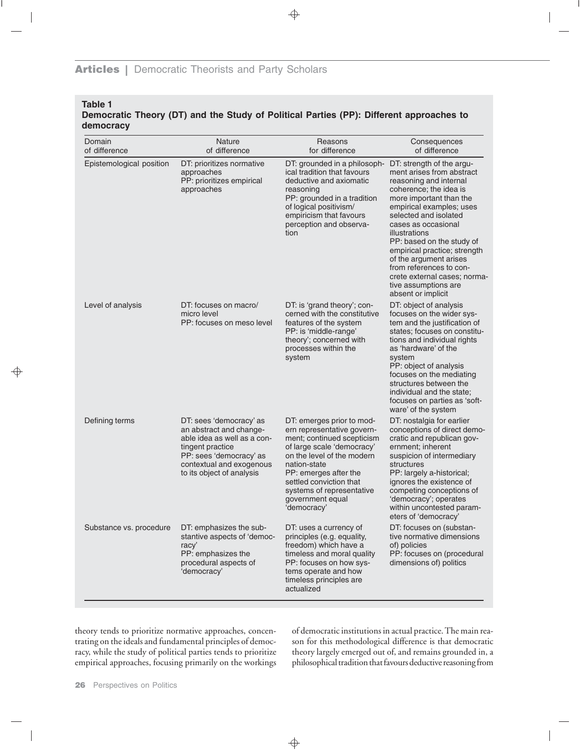**Table 1**
**Democratic Theory (DT) and the Study of Political Parties (PP): Different approaches to democracy**

| Domain of difference | Nature of difference | Reasons for difference | Consequences of difference |
|---|---|---|---|
| Epistemological position | DT: prioritizes normative approaches<br>PP: prioritizes empirical approaches | DT: grounded in a philosophical tradition that favours deductive and axiomatic reasoning<br>PP: grounded in a tradition of logical positivism/empiricism that favours perception and observation | DT: strength of the argument arises from abstract reasoning and internal coherence; the idea is more important than the empirical examples; uses selected and isolated cases as occasional illustrations<br>PP: based on the study of empirical practice; strength of the argument arises from references to concrete external cases; normative assumptions are absent or implicit |
| Level of analysis | DT: focuses on macro/micro level<br>PP: focuses on meso level | DT: is 'grand theory'; concerned with the constitutive features of the system<br>PP: is 'middle-range' theory'; concerned with processes within the system | DT: object of analysis focuses on the wider system and the justification of states; focuses on constitutions and individual rights as 'hardware' of the system<br>PP: object of analysis focuses on the mediating structures between the individual and the state; focuses on parties as 'software' of the system |
| Defining terms | DT: sees 'democracy' as an abstract and changeable idea as well as a contingent practice<br>PP: sees 'democracy' as contextual and exogenous to its object of analysis | DT: emerges prior to modern representative government; continued scepticism of large scale 'democracy' on the level of the modern nation-state<br>PP: emerges after the settled conviction that systems of representative government equal 'democracy' | DT: nostalgia for earlier conceptions of direct democratic and republican government; inherent suspicion of intermediary structures<br>PP: largely a-historical; ignores the existence of competing conceptions of 'democracy'; operates within uncontested parameters of 'democracy' |
| Substance vs. procedure | DT: emphasizes the substantive aspects of 'democracy'<br>PP: emphasizes the procedural aspects of 'democracy' | DT: uses a currency of principles (e.g. equality, freedom) which have a timeless and moral quality<br>PP: focuses on how systems operate and how timeless principles are actualized | DT: focuses on (substantive normative dimensions of) policies<br>PP: focuses on (procedural dimensions of) politics |

theory tends to prioritize normative approaches, concentrating on the ideals and fundamental principles of democracy, while the study of political parties tends to prioritize empirical approaches, focusing primarily on the workings of democratic institutions in actual practice. The main reason for this methodological difference is that democratic theory largely emerged out of, and remains grounded in, a philosophical tradition that favours deductive reasoning from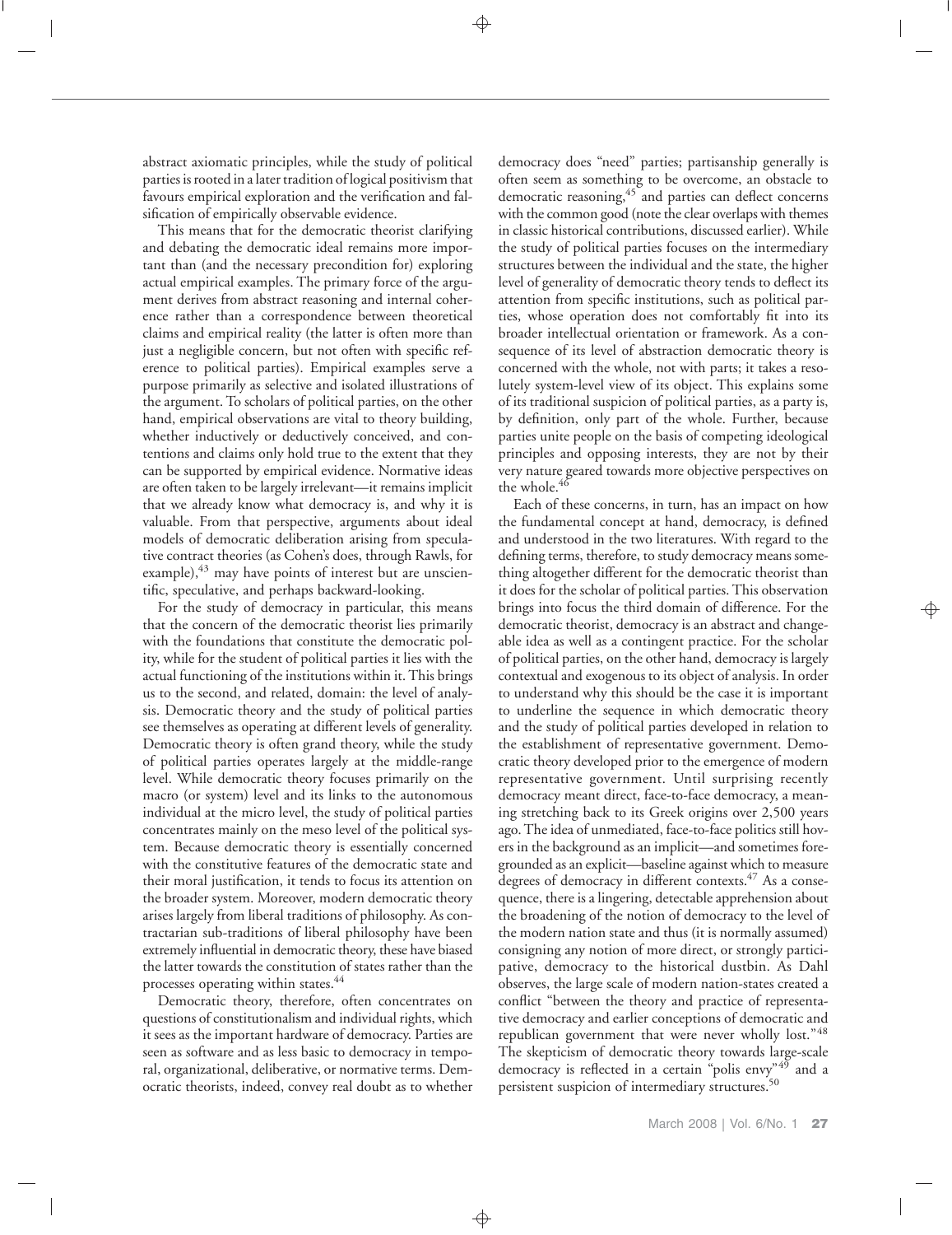abstract axiomatic principles, while the study of political parties is rooted in a later tradition of logical positivism that favours empirical exploration and the verification and falsification of empirically observable evidence.

This means that for the democratic theorist clarifying and debating the democratic ideal remains more important than (and the necessary precondition for) exploring actual empirical examples. The primary force of the argument derives from abstract reasoning and internal coherence rather than a correspondence between theoretical claims and empirical reality (the latter is often more than just a negligible concern, but not often with specific reference to political parties). Empirical examples serve a purpose primarily as selective and isolated illustrations of the argument. To scholars of political parties, on the other hand, empirical observations are vital to theory building, whether inductively or deductively conceived, and contentions and claims only hold true to the extent that they can be supported by empirical evidence. Normative ideas are often taken to be largely irrelevant—it remains implicit that we already know what democracy is, and why it is valuable. From that perspective, arguments about ideal models of democratic deliberation arising from speculative contract theories (as Cohen's does, through Rawls, for example),[43] may have points of interest but are unscientific, speculative, and perhaps backward-looking.

For the study of democracy in particular, this means that the concern of the democratic theorist lies primarily with the foundations that constitute the democratic polity, while for the student of political parties it lies with the actual functioning of the institutions within it. This brings us to the second, and related, domain: the level of analysis. Democratic theory and the study of political parties see themselves as operating at different levels of generality. Democratic theory is often grand theory, while the study of political parties operates largely at the middle-range level. While democratic theory focuses primarily on the macro (or system) level and its links to the autonomous individual at the micro level, the study of political parties concentrates mainly on the meso level of the political system. Because democratic theory is essentially concerned with the constitutive features of the democratic state and their moral justification, it tends to focus its attention on the broader system. Moreover, modern democratic theory arises largely from liberal traditions of philosophy. As contractarian sub-traditions of liberal philosophy have been extremely influential in democratic theory, these have biased the latter towards the constitution of states rather than the processes operating within states.[44]

Democratic theory, therefore, often concentrates on questions of constitutionalism and individual rights, which it sees as the important hardware of democracy. Parties are seen as software and as less basic to democracy in temporal, organizational, deliberative, or normative terms. Democratic theorists, indeed, convey real doubt as to whether democracy does "need" parties; partisanship generally is often seem as something to be overcome, an obstacle to democratic reasoning,[45] and parties can deflect concerns with the common good (note the clear overlaps with themes in classic historical contributions, discussed earlier). While the study of political parties focuses on the intermediary structures between the individual and the state, the higher level of generality of democratic theory tends to deflect its attention from specific institutions, such as political parties, whose operation does not comfortably fit into its broader intellectual orientation or framework. As a consequence of its level of abstraction democratic theory is concerned with the whole, not with parts; it takes a resolutely system-level view of its object. This explains some of its traditional suspicion of political parties, as a party is, by definition, only part of the whole. Further, because parties unite people on the basis of competing ideological principles and opposing interests, they are not by their very nature geared towards more objective perspectives on the whole.[46]

Each of these concerns, in turn, has an impact on how the fundamental concept at hand, democracy, is defined and understood in the two literatures. With regard to the defining terms, therefore, to study democracy means something altogether different for the democratic theorist than it does for the scholar of political parties. This observation brings into focus the third domain of difference. For the democratic theorist, democracy is an abstract and changeable idea as well as a contingent practice. For the scholar of political parties, on the other hand, democracy is largely contextual and exogenous to its object of analysis. In order to understand why this should be the case it is important to underline the sequence in which democratic theory and the study of political parties developed in relation to the establishment of representative government. Democratic theory developed prior to the emergence of modern representative government. Until surprising recently democracy meant direct, face-to-face democracy, a meaning stretching back to its Greek origins over 2,500 years ago. The idea of unmediated, face-to-face politics still hovers in the background as an implicit—and sometimes foregrounded as an explicit—baseline against which to measure degrees of democracy in different contexts.[47] As a consequence, there is a lingering, detectable apprehension about the broadening of the notion of democracy to the level of the modern nation state and thus (it is normally assumed) consigning any notion of more direct, or strongly participative, democracy to the historical dustbin. As Dahl observes, the large scale of modern nation-states created a conflict "between the theory and practice of representative democracy and earlier conceptions of democratic and republican government that were never wholly lost."[48] The skepticism of democratic theory towards large-scale democracy is reflected in a certain "polis envy"[49] and a persistent suspicion of intermediary structures.[50]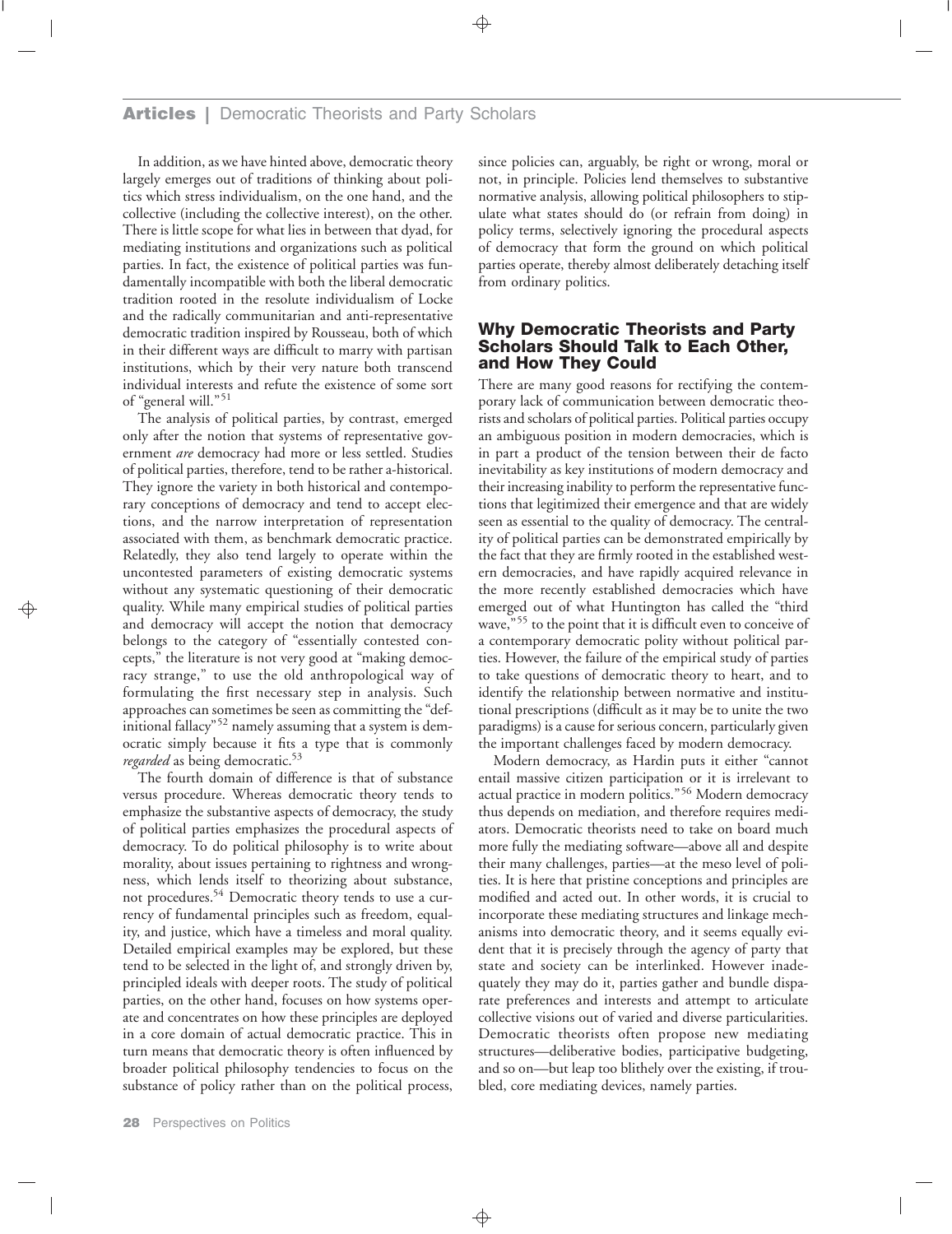In addition, as we have hinted above, democratic theory largely emerges out of traditions of thinking about politics which stress individualism, on the one hand, and the collective (including the collective interest), on the other. There is little scope for what lies in between that dyad, for mediating institutions and organizations such as political parties. In fact, the existence of political parties was fundamentally incompatible with both the liberal democratic tradition rooted in the resolute individualism of Locke and the radically communitarian and anti-representative democratic tradition inspired by Rousseau, both of which in their different ways are difficult to marry with partisan institutions, which by their very nature both transcend individual interests and refute the existence of some sort of "general will."[51]

The analysis of political parties, by contrast, emerged only after the notion that systems of representative government *are* democracy had more or less settled. Studies of political parties, therefore, tend to be rather a-historical. They ignore the variety in both historical and contemporary conceptions of democracy and tend to accept elections, and the narrow interpretation of representation associated with them, as benchmark democratic practice. Relatedly, they also tend largely to operate within the uncontested parameters of existing democratic systems without any systematic questioning of their democratic quality. While many empirical studies of political parties and democracy will accept the notion that democracy belongs to the category of "essentially contested concepts," the literature is not very good at "making democracy strange," to use the old anthropological way of formulating the first necessary step in analysis. Such approaches can sometimes be seen as committing the "definitional fallacy"[52] namely assuming that a system is democratic simply because it fits a type that is commonly *regarded* as being democratic.[53]

The fourth domain of difference is that of substance versus procedure. Whereas democratic theory tends to emphasize the substantive aspects of democracy, the study of political parties emphasizes the procedural aspects of democracy. To do political philosophy is to write about morality, about issues pertaining to rightness and wrongness, which lends itself to theorizing about substance, not procedures.[54] Democratic theory tends to use a currency of fundamental principles such as freedom, equality, and justice, which have a timeless and moral quality. Detailed empirical examples may be explored, but these tend to be selected in the light of, and strongly driven by, principled ideals with deeper roots. The study of political parties, on the other hand, focuses on how systems operate and concentrates on how these principles are deployed in a core domain of actual democratic practice. This in turn means that democratic theory is often influenced by broader political philosophy tendencies to focus on the substance of policy rather than on the political process, since policies can, arguably, be right or wrong, moral or not, in principle. Policies lend themselves to substantive normative analysis, allowing political philosophers to stipulate what states should do (or refrain from doing) in policy terms, selectively ignoring the procedural aspects of democracy that form the ground on which political parties operate, thereby almost deliberately detaching itself from ordinary politics.

## Why Democratic Theorists and Party Scholars Should Talk to Each Other, and How They Could

There are many good reasons for rectifying the contemporary lack of communication between democratic theorists and scholars of political parties. Political parties occupy an ambiguous position in modern democracies, which is in part a product of the tension between their de facto inevitability as key institutions of modern democracy and their increasing inability to perform the representative functions that legitimized their emergence and that are widely seen as essential to the quality of democracy. The centrality of political parties can be demonstrated empirically by the fact that they are firmly rooted in the established western democracies, and have rapidly acquired relevance in the more recently established democracies which have emerged out of what Huntington has called the "third wave,"[55] to the point that it is difficult even to conceive of a contemporary democratic polity without political parties. However, the failure of the empirical study of parties to take questions of democratic theory to heart, and to identify the relationship between normative and institutional prescriptions (difficult as it may be to unite the two paradigms) is a cause for serious concern, particularly given the important challenges faced by modern democracy.

Modern democracy, as Hardin puts it either "cannot entail massive citizen participation or it is irrelevant to actual practice in modern politics."[56] Modern democracy thus depends on mediation, and therefore requires mediators. Democratic theorists need to take on board much more fully the mediating software—above all and despite their many challenges, parties—at the meso level of politics. It is here that pristine conceptions and principles are modified and acted out. In other words, it is crucial to incorporate these mediating structures and linkage mechanisms into democratic theory, and it seems equally evident that it is precisely through the agency of party that state and society can be interlinked. However inadequately they may do it, parties gather and bundle disparate preferences and interests and attempt to articulate collective visions out of varied and diverse particularities. Democratic theorists often propose new mediating structures—deliberative bodies, participative budgeting, and so on—but leap too blithely over the existing, if troubled, core mediating devices, namely parties.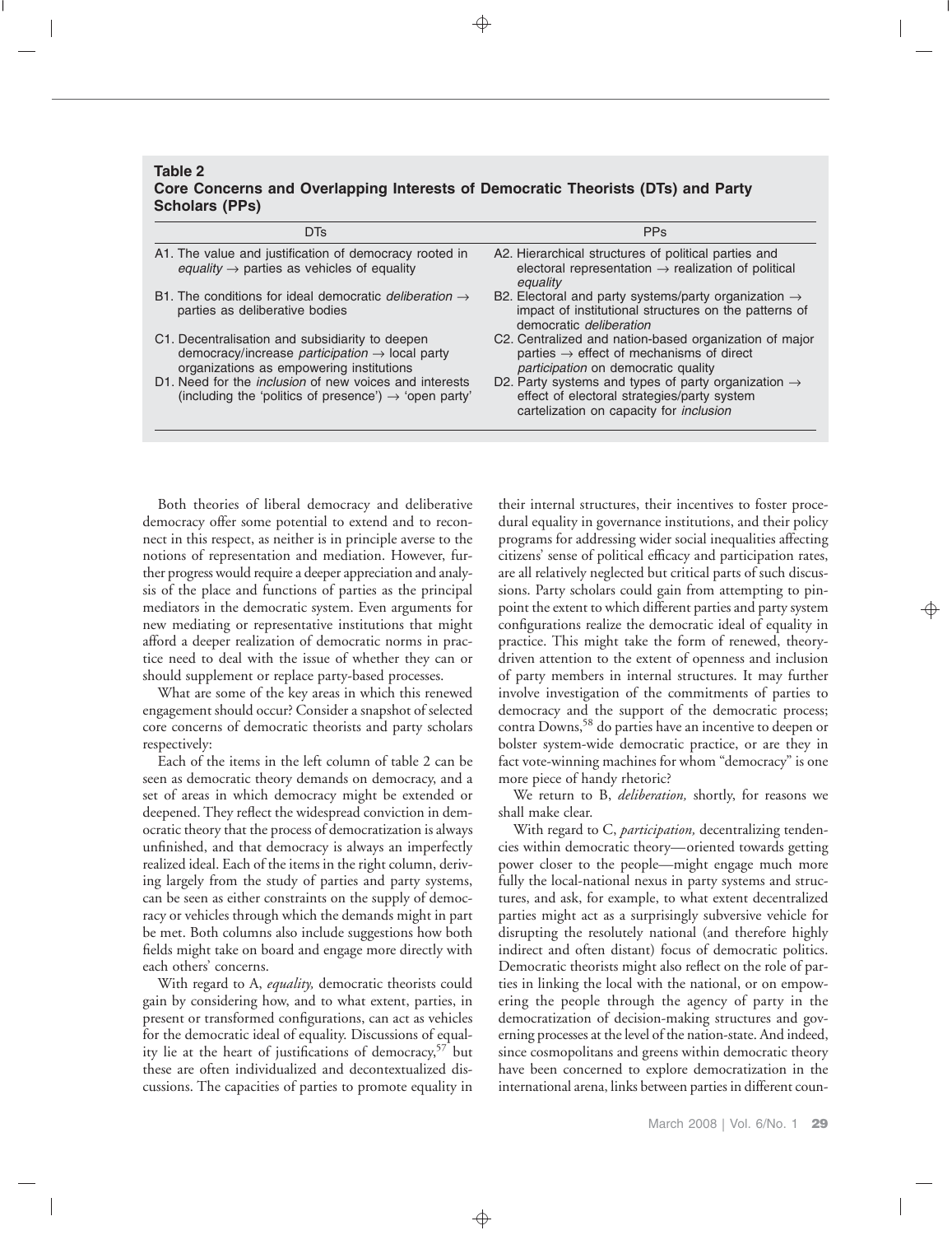**Table 2**
**Core Concerns and Overlapping Interests of Democratic Theorists (DTs) and Party Scholars (PPs)**

| DTs | PPs |
|---|---|
| A1. The value and justification of democracy rooted in *equality* → parties as vehicles of equality | A2. Hierarchical structures of political parties and electoral representation → realization of political *equality* |
| B1. The conditions for ideal democratic *deliberation* → parties as deliberative bodies | B2. Electoral and party systems/party organization → impact of institutional structures on the patterns of democratic *deliberation* |
| C1. Decentralisation and subsidiarity to deepen democracy/increase *participation* → local party organizations as empowering institutions | C2. Centralized and nation-based organization of major parties → effect of mechanisms of direct *participation* on democratic quality |
| D1. Need for the *inclusion* of new voices and interests (including the 'politics of presence') → 'open party' | D2. Party systems and types of party organization → effect of electoral strategies/party system cartelization on capacity for *inclusion* |

Both theories of liberal democracy and deliberative democracy offer some potential to extend and to reconnect in this respect, as neither is in principle averse to the notions of representation and mediation. However, further progress would require a deeper appreciation and analysis of the place and functions of parties as the principal mediators in the democratic system. Even arguments for new mediating or representative institutions that might afford a deeper realization of democratic norms in practice need to deal with the issue of whether they can or should supplement or replace party-based processes.

What are some of the key areas in which this renewed engagement should occur? Consider a snapshot of selected core concerns of democratic theorists and party scholars respectively:

Each of the items in the left column of table 2 can be seen as democratic theory demands on democracy, and a set of areas in which democracy might be extended or deepened. They reflect the widespread conviction in democratic theory that the process of democratization is always unfinished, and that democracy is always an imperfectly realized ideal. Each of the items in the right column, deriving largely from the study of parties and party systems, can be seen as either constraints on the supply of democracy or vehicles through which the demands might in part be met. Both columns also include suggestions how both fields might take on board and engage more directly with each others' concerns.

With regard to A, *equality,* democratic theorists could gain by considering how, and to what extent, parties, in present or transformed configurations, can act as vehicles for the democratic ideal of equality. Discussions of equality lie at the heart of justifications of democracy,[57] but these are often individualized and decontextualized discussions. The capacities of parties to promote equality in their internal structures, their incentives to foster procedural equality in governance institutions, and their policy programs for addressing wider social inequalities affecting citizens' sense of political efficacy and participation rates, are all relatively neglected but critical parts of such discussions. Party scholars could gain from attempting to pinpoint the extent to which different parties and party system configurations realize the democratic ideal of equality in practice. This might take the form of renewed, theory-driven attention to the extent of openness and inclusion of party members in internal structures. It may further involve investigation of the commitments of parties to democracy and the support of the democratic process; contra Downs,[58] do parties have an incentive to deepen or bolster system-wide democratic practice, or are they in fact vote-winning machines for whom "democracy" is one more piece of handy rhetoric?

We return to B, *deliberation,* shortly, for reasons we shall make clear.

With regard to C, *participation,* decentralizing tendencies within democratic theory—oriented towards getting power closer to the people—might engage much more fully the local-national nexus in party systems and structures, and ask, for example, to what extent decentralized parties might act as a surprisingly subversive vehicle for disrupting the resolutely national (and therefore highly indirect and often distant) focus of democratic politics. Democratic theorists might also reflect on the role of parties in linking the local with the national, or on empowering the people through the agency of party in the democratization of decision-making structures and governing processes at the level of the nation-state. And indeed, since cosmopolitans and greens within democratic theory have been concerned to explore democratization in the international arena, links between parties in different coun-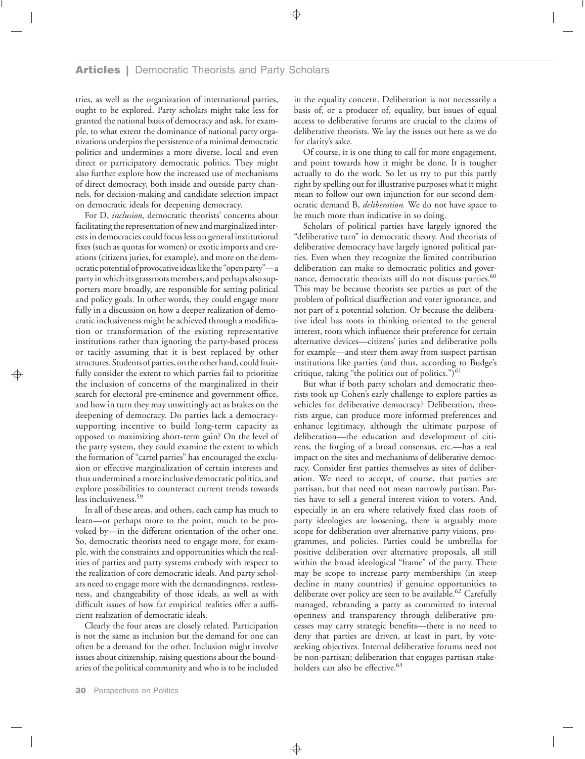tries, as well as the organization of international parties, ought to be explored. Party scholars might take less for granted the national basis of democracy and ask, for example, to what extent the dominance of national party organizations underpins the persistence of a minimal democratic politics and undermines a more diverse, local and even direct or participatory democratic politics. They might also further explore how the increased use of mechanisms of direct democracy, both inside and outside party channels, for decision-making and candidate selection impact on democratic ideals for deepening democracy.

For D, *inclusion,* democratic theorists' concerns about facilitating the representation of new and marginalized interests in democracies could focus less on general institutional fixes (such as quotas for women) or exotic imports and creations (citizens juries, for example), and more on the democratic potential of provocative ideas like the "open party"—a party in which its grassroots members, and perhaps also supporters more broadly, are responsible for setting political and policy goals. In other words, they could engage more fully in a discussion on how a deeper realization of democratic inclusiveness might be achieved through a modification or transformation of the existing representative institutions rather than ignoring the party-based process or tacitly assuming that it is best replaced by other structures. Students of parties, on the other hand, could fruitfully consider the extent to which parties fail to prioritize the inclusion of concerns of the marginalized in their search for electoral pre-eminence and government office, and how in turn they may unwittingly act as brakes on the deepening of democracy. Do parties lack a democracy-supporting incentive to build long-term capacity as opposed to maximizing short-term gain? On the level of the party system, they could examine the extent to which the formation of "cartel parties" has encouraged the exclusion or effective marginalization of certain interests and thus undermined a more inclusive democratic politics, and explore possibilities to counteract current trends towards less inclusiveness.[59]

In all of these areas, and others, each camp has much to learn—or perhaps more to the point, much to be provoked by—in the different orientation of the other one. So, democratic theorists need to engage more, for example, with the constraints and opportunities which the realities of parties and party systems embody with respect to the realization of core democratic ideals. And party scholars need to engage more with the demandingness, restlessness, and changeability of those ideals, as well as with difficult issues of how far empirical realities offer a sufficient realization of democratic ideals.

Clearly the four areas are closely related. Participation is not the same as inclusion but the demand for one can often be a demand for the other. Inclusion might involve issues about citizenship, raising questions about the boundaries of the political community and who is to be included in the equality concern. Deliberation is not necessarily a basis of, or a producer of, equality, but issues of equal access to deliberative forums are crucial to the claims of deliberative theorists. We lay the issues out here as we do for clarity's sake.

Of course, it is one thing to call for more engagement, and point towards how it might be done. It is tougher actually to do the work. So let us try to put this partly right by spelling out for illustrative purposes what it might mean to follow our own injunction for our second democratic demand B, *deliberation.* We do not have space to be much more than indicative in so doing.

Scholars of political parties have largely ignored the "deliberative turn" in democratic theory. And theorists of deliberative democracy have largely ignored political parties. Even when they recognize the limited contribution deliberation can make to democratic politics and governance, democratic theorists still do not discuss parties.[60] This may be because theorists see parties as part of the problem of political disaffection and voter ignorance, and not part of a potential solution. Or because the deliberative ideal has roots in thinking oriented to the general interest, roots which influence their preference for certain alternative devices—citizens' juries and deliberative polls for example—and steer them away from suspect partisan institutions like parties (and thus, according to Budge's critique, taking "the politics out of politics.")[61]

But what if both party scholars and democratic theorists took up Cohen's early challenge to explore parties as vehicles for deliberative democracy? Deliberation, theorists argue, can produce more informed preferences and enhance legitimacy, although the ultimate purpose of deliberation—the education and development of citizens, the forging of a broad consensus, etc.—has a real impact on the sites and mechanisms of deliberative democracy. Consider first parties themselves as sites of deliberation. We need to accept, of course, that parties are partisan, but that need not mean narrowly partisan. Parties have to sell a general interest vision to voters. And, especially in an era where relatively fixed class roots of party ideologies are loosening, there is arguably more scope for deliberation over alternative party visions, programmes, and policies. Parties could be umbrellas for positive deliberation over alternative proposals, all still within the broad ideological "frame" of the party. There may be scope to increase party memberships (in steep decline in many countries) if genuine opportunities to deliberate over policy are seen to be available.[62] Carefully managed, rebranding a party as committed to internal openness and transparency through deliberative processes may carry strategic benefits—there is no need to deny that parties are driven, at least in part, by vote-seeking objectives. Internal deliberative forums need not be non-partisan; deliberation that engages partisan stakeholders can also be effective.[63]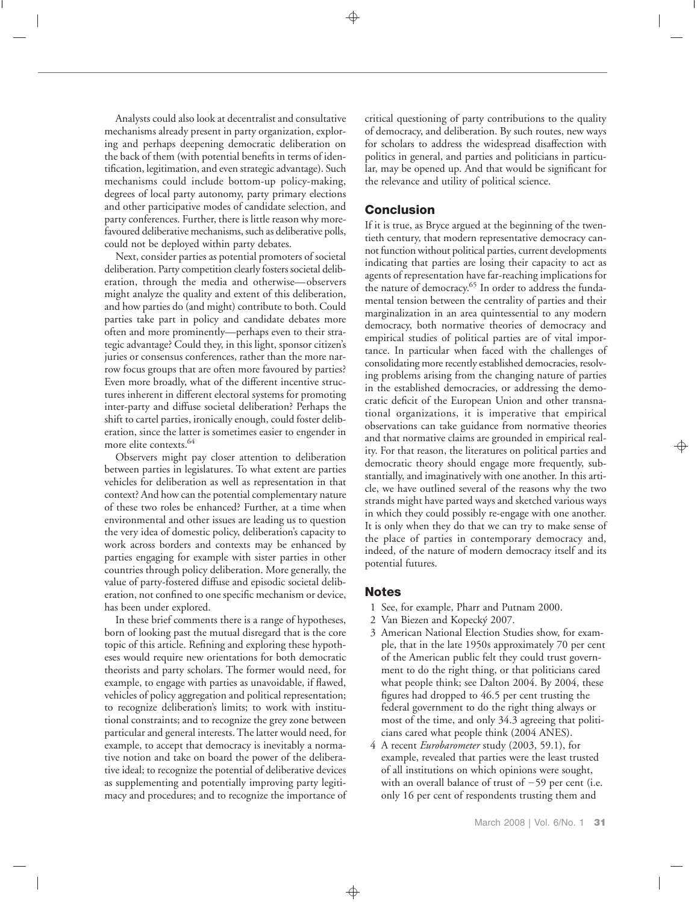Analysts could also look at decentralist and consultative mechanisms already present in party organization, exploring and perhaps deepening democratic deliberation on the back of them (with potential benefits in terms of identification, legitimation, and even strategic advantage). Such mechanisms could include bottom-up policy-making, degrees of local party autonomy, party primary elections and other participative modes of candidate selection, and party conferences. Further, there is little reason why more-favoured deliberative mechanisms, such as deliberative polls, could not be deployed within party debates.

Next, consider parties as potential promoters of societal deliberation. Party competition clearly fosters societal deliberation, through the media and otherwise—observers might analyze the quality and extent of this deliberation, and how parties do (and might) contribute to both. Could parties take part in policy and candidate debates more often and more prominently—perhaps even to their strategic advantage? Could they, in this light, sponsor citizen's juries or consensus conferences, rather than the more narrow focus groups that are often more favoured by parties? Even more broadly, what of the different incentive structures inherent in different electoral systems for promoting inter-party and diffuse societal deliberation? Perhaps the shift to cartel parties, ironically enough, could foster deliberation, since the latter is sometimes easier to engender in more elite contexts.[64]

Observers might pay closer attention to deliberation between parties in legislatures. To what extent are parties vehicles for deliberation as well as representation in that context? And how can the potential complementary nature of these two roles be enhanced? Further, at a time when environmental and other issues are leading us to question the very idea of domestic policy, deliberation's capacity to work across borders and contexts may be enhanced by parties engaging for example with sister parties in other countries through policy deliberation. More generally, the value of party-fostered diffuse and episodic societal deliberation, not confined to one specific mechanism or device, has been under explored.

In these brief comments there is a range of hypotheses, born of looking past the mutual disregard that is the core topic of this article. Refining and exploring these hypotheses would require new orientations for both democratic theorists and party scholars. The former would need, for example, to engage with parties as unavoidable, if flawed, vehicles of policy aggregation and political representation; to recognize deliberation's limits; to work with institutional constraints; and to recognize the grey zone between particular and general interests. The latter would need, for example, to accept that democracy is inevitably a normative notion and take on board the power of the deliberative ideal; to recognize the potential of deliberative devices as supplementing and potentially improving party legitimacy and procedures; and to recognize the importance of critical questioning of party contributions to the quality of democracy, and deliberation. By such routes, new ways for scholars to address the widespread disaffection with politics in general, and parties and politicians in particular, may be opened up. And that would be significant for the relevance and utility of political science.

## Conclusion

If it is true, as Bryce argued at the beginning of the twentieth century, that modern representative democracy cannot function without political parties, current developments indicating that parties are losing their capacity to act as agents of representation have far-reaching implications for the nature of democracy.[65] In order to address the fundamental tension between the centrality of parties and their marginalization in an area quintessential to any modern democracy, both normative theories of democracy and empirical studies of political parties are of vital importance. In particular when faced with the challenges of consolidating more recently established democracies, resolving problems arising from the changing nature of parties in the established democracies, or addressing the democratic deficit of the European Union and other transnational organizations, it is imperative that empirical observations can take guidance from normative theories and that normative claims are grounded in empirical reality. For that reason, the literatures on political parties and democratic theory should engage more frequently, substantially, and imaginatively with one another. In this article, we have outlined several of the reasons why the two strands might have parted ways and sketched various ways in which they could possibly re-engage with one another. It is only when they do that we can try to make sense of the place of parties in contemporary democracy and, indeed, of the nature of modern democracy itself and its potential futures.

## Notes

1. See, for example, Pharr and Putnam 2000.
2. Van Biezen and Kopecký 2007.
3. American National Election Studies show, for example, that in the late 1950s approximately 70 per cent of the American public felt they could trust government to do the right thing, or that politicians cared what people think; see Dalton 2004. By 2004, these figures had dropped to 46.5 per cent trusting the federal government to do the right thing always or most of the time, and only 34.3 agreeing that politicians cared what people think (2004 ANES).
4. A recent *Eurobarometer* study (2003, 59.1), for example, revealed that parties were the least trusted of all institutions on which opinions were sought, with an overall balance of trust of −59 per cent (i.e. only 16 per cent of respondents trusting them and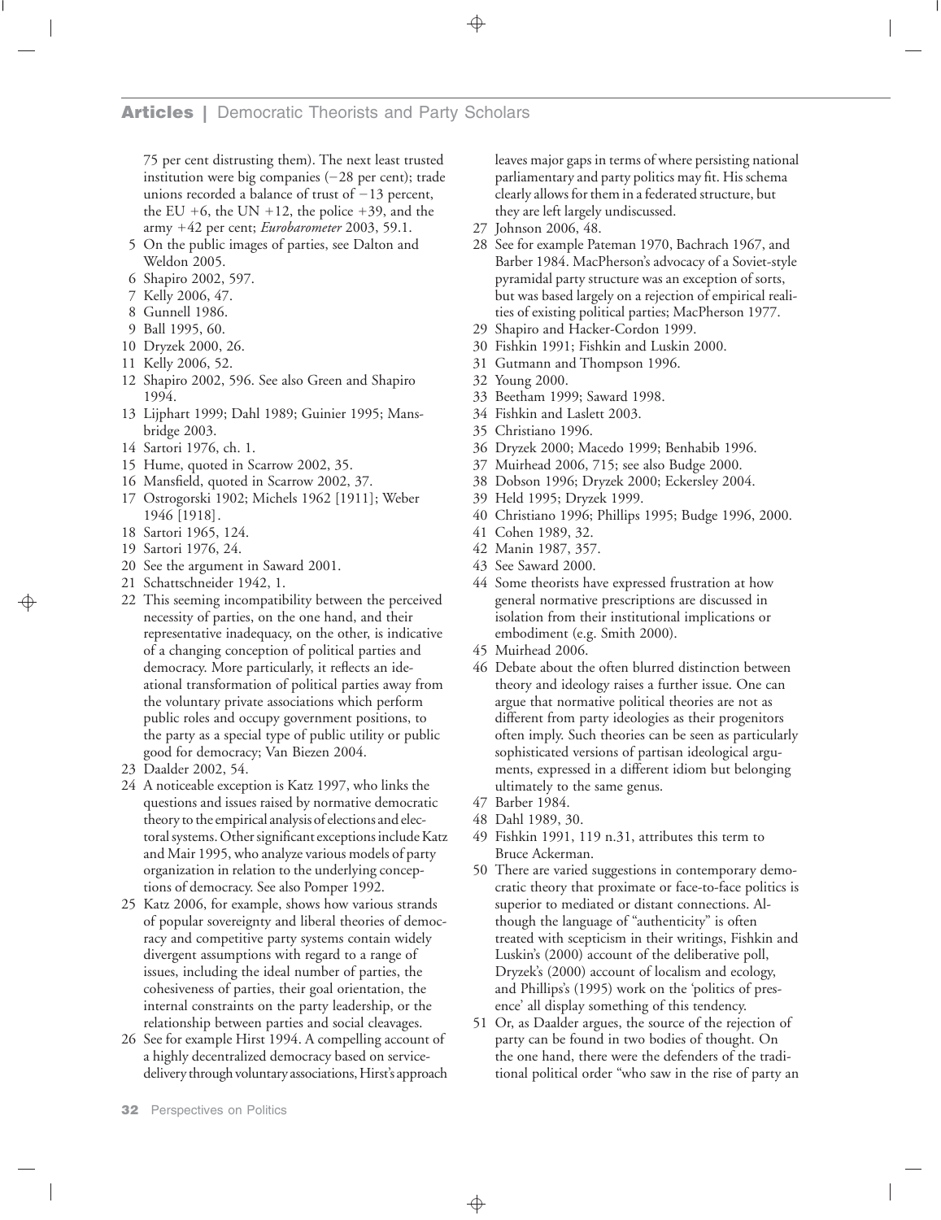75 per cent distrusting them). The next least trusted institution were big companies (−28 per cent); trade unions recorded a balance of trust of −13 percent, the EU +6, the UN +12, the police +39, and the army +42 per cent; *Eurobarometer* 2003, 59.1.

5 On the public images of parties, see Dalton and Weldon 2005.

6 Shapiro 2002, 597.

7 Kelly 2006, 47.

8 Gunnell 1986.

9 Ball 1995, 60.

10 Dryzek 2000, 26.

11 Kelly 2006, 52.

12 Shapiro 2002, 596. See also Green and Shapiro 1994.

13 Lijphart 1999; Dahl 1989; Guinier 1995; Mansbridge 2003.

14 Sartori 1976, ch. 1.

15 Hume, quoted in Scarrow 2002, 35.

16 Mansfield, quoted in Scarrow 2002, 37.

17 Ostrogorski 1902; Michels 1962 [1911]; Weber 1946 [1918].

18 Sartori 1965, 124.

19 Sartori 1976, 24.

20 See the argument in Saward 2001.

21 Schattschneider 1942, 1.

22 This seeming incompatibility between the perceived necessity of parties, on the one hand, and their representative inadequacy, on the other, is indicative of a changing conception of political parties and democracy. More particularly, it reflects an ideational transformation of political parties away from the voluntary private associations which perform public roles and occupy government positions, to the party as a special type of public utility or public good for democracy; Van Biezen 2004.

23 Daalder 2002, 54.

24 A noticeable exception is Katz 1997, who links the questions and issues raised by normative democratic theory to the empirical analysis of elections and electoral systems. Other significant exceptions include Katz and Mair 1995, who analyze various models of party organization in relation to the underlying conceptions of democracy. See also Pomper 1992.

25 Katz 2006, for example, shows how various strands of popular sovereignty and liberal theories of democracy and competitive party systems contain widely divergent assumptions with regard to a range of issues, including the ideal number of parties, the cohesiveness of parties, their goal orientation, the internal constraints on the party leadership, or the relationship between parties and social cleavages.

26 See for example Hirst 1994. A compelling account of a highly decentralized democracy based on service-delivery through voluntary associations, Hirst's approach leaves major gaps in terms of where persisting national parliamentary and party politics may fit. His schema clearly allows for them in a federated structure, but they are left largely undiscussed.

27 Johnson 2006, 48.

28 See for example Pateman 1970, Bachrach 1967, and Barber 1984. MacPherson's advocacy of a Soviet-style pyramidal party structure was an exception of sorts, but was based largely on a rejection of empirical realities of existing political parties; MacPherson 1977.

29 Shapiro and Hacker-Cordon 1999.

30 Fishkin 1991; Fishkin and Luskin 2000.

31 Gutmann and Thompson 1996.

32 Young 2000.

33 Beetham 1999; Saward 1998.

34 Fishkin and Laslett 2003.

35 Christiano 1996.

36 Dryzek 2000; Macedo 1999; Benhabib 1996.

37 Muirhead 2006, 715; see also Budge 2000.

38 Dobson 1996; Dryzek 2000; Eckersley 2004.

39 Held 1995; Dryzek 1999.

40 Christiano 1996; Phillips 1995; Budge 1996, 2000.

41 Cohen 1989, 32.

42 Manin 1987, 357.

43 See Saward 2000.

44 Some theorists have expressed frustration at how general normative prescriptions are discussed in isolation from their institutional implications or embodiment (e.g. Smith 2000).

45 Muirhead 2006.

46 Debate about the often blurred distinction between theory and ideology raises a further issue. One can argue that normative political theories are not as different from party ideologies as their progenitors often imply. Such theories can be seen as particularly sophisticated versions of partisan ideological arguments, expressed in a different idiom but belonging ultimately to the same genus.

47 Barber 1984.

48 Dahl 1989, 30.

49 Fishkin 1991, 119 n.31, attributes this term to Bruce Ackerman.

50 There are varied suggestions in contemporary democratic theory that proximate or face-to-face politics is superior to mediated or distant connections. Although the language of "authenticity" is often treated with scepticism in their writings, Fishkin and Luskin's (2000) account of the deliberative poll, Dryzek's (2000) account of localism and ecology, and Phillips's (1995) work on the 'politics of presence' all display something of this tendency.

51 Or, as Daalder argues, the source of the rejection of party can be found in two bodies of thought. On the one hand, there were the defenders of the traditional political order "who saw in the rise of party an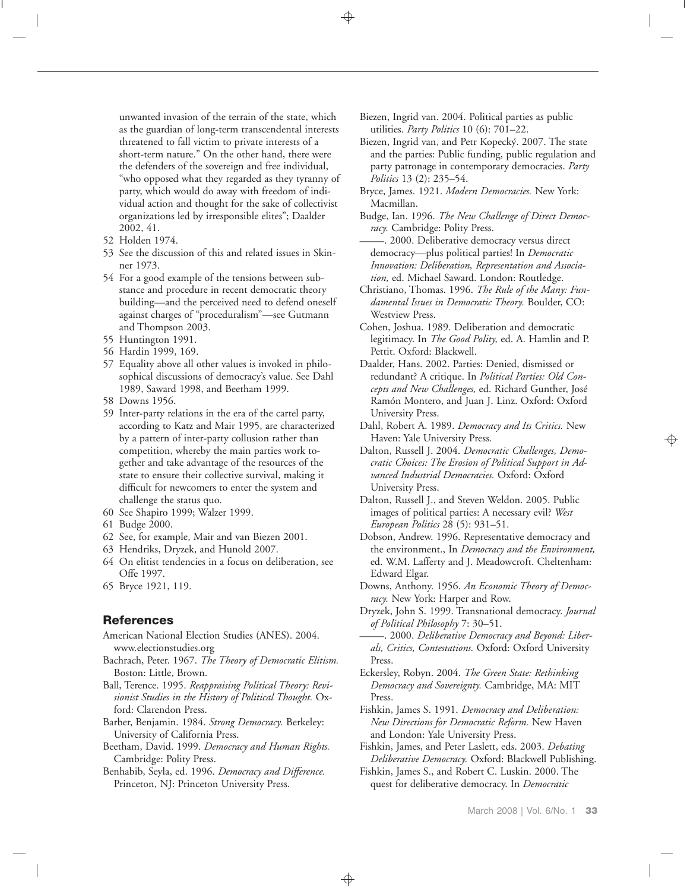unwanted invasion of the terrain of the state, which as the guardian of long-term transcendental interests threatened to fall victim to private interests of a short-term nature." On the other hand, there were the defenders of the sovereign and free individual, "who opposed what they regarded as they tyranny of party, which would do away with freedom of individual action and thought for the sake of collectivist organizations led by irresponsible elites"; Daalder 2002, 41.

52 Holden 1974.

53 See the discussion of this and related issues in Skinner 1973.

54 For a good example of the tensions between substance and procedure in recent democratic theory building—and the perceived need to defend oneself against charges of "proceduralism"—see Gutmann and Thompson 2003.

55 Huntington 1991.

56 Hardin 1999, 169.

57 Equality above all other values is invoked in philosophical discussions of democracy's value. See Dahl 1989, Saward 1998, and Beetham 1999.

58 Downs 1956.

59 Inter-party relations in the era of the cartel party, according to Katz and Mair 1995, are characterized by a pattern of inter-party collusion rather than competition, whereby the main parties work together and take advantage of the resources of the state to ensure their collective survival, making it difficult for newcomers to enter the system and challenge the status quo.

60 See Shapiro 1999; Walzer 1999.

61 Budge 2000.

62 See, for example, Mair and van Biezen 2001.

63 Hendriks, Dryzek, and Hunold 2007.

64 On elitist tendencies in a focus on deliberation, see Offe 1997.

65 Bryce 1921, 119.

## References

American National Election Studies (ANES). 2004. www.electionstudies.org

Bachrach, Peter. 1967. *The Theory of Democratic Elitism.* Boston: Little, Brown.

Ball, Terence. 1995. *Reappraising Political Theory: Revisionist Studies in the History of Political Thought.* Oxford: Clarendon Press.

Barber, Benjamin. 1984. *Strong Democracy.* Berkeley: University of California Press.

Beetham, David. 1999. *Democracy and Human Rights.* Cambridge: Polity Press.

Benhabib, Seyla, ed. 1996. *Democracy and Difference.* Princeton, NJ: Princeton University Press.

Biezen, Ingrid van. 2004. Political parties as public utilities. *Party Politics* 10 (6): 701–22.

Biezen, Ingrid van, and Petr Kopecký. 2007. The state and the parties: Public funding, public regulation and party patronage in contemporary democracies. *Party Politics* 13 (2): 235–54.

Bryce, James. 1921. *Modern Democracies.* New York: Macmillan.

Budge, Ian. 1996. *The New Challenge of Direct Democracy.* Cambridge: Polity Press.

——. 2000. Deliberative democracy versus direct democracy—plus political parties! In *Democratic Innovation: Deliberation, Representation and Association,* ed. Michael Saward. London: Routledge.

Christiano, Thomas. 1996. *The Rule of the Many: Fundamental Issues in Democratic Theory.* Boulder, CO: Westview Press.

Cohen, Joshua. 1989. Deliberation and democratic legitimacy. In *The Good Polity,* ed. A. Hamlin and P. Pettit. Oxford: Blackwell.

Daalder, Hans. 2002. Parties: Denied, dismissed or redundant? A critique. In *Political Parties: Old Concepts and New Challenges,* ed. Richard Gunther, José Ramón Montero, and Juan J. Linz. Oxford: Oxford University Press.

Dahl, Robert A. 1989. *Democracy and Its Critics.* New Haven: Yale University Press.

Dalton, Russell J. 2004. *Democratic Challenges, Democratic Choices: The Erosion of Political Support in Advanced Industrial Democracies.* Oxford: Oxford University Press.

Dalton, Russell J., and Steven Weldon. 2005. Public images of political parties: A necessary evil? *West European Politics* 28 (5): 931–51.

Dobson, Andrew. 1996. Representative democracy and the environment., In *Democracy and the Environment,* ed. W.M. Lafferty and J. Meadowcroft. Cheltenham: Edward Elgar.

Downs, Anthony. 1956. *An Economic Theory of Democracy.* New York: Harper and Row.

Dryzek, John S. 1999. Transnational democracy. *Journal of Political Philosophy* 7: 30–51.

——. 2000. *Deliberative Democracy and Beyond: Liberals, Critics, Contestations.* Oxford: Oxford University Press.

Eckersley, Robyn. 2004. *The Green State: Rethinking Democracy and Sovereignty.* Cambridge, MA: MIT Press.

Fishkin, James S. 1991. *Democracy and Deliberation: New Directions for Democratic Reform.* New Haven and London: Yale University Press.

Fishkin, James, and Peter Laslett, eds. 2003. *Debating Deliberative Democracy.* Oxford: Blackwell Publishing.

Fishkin, James S., and Robert C. Luskin. 2000. The quest for deliberative democracy. In *Democratic*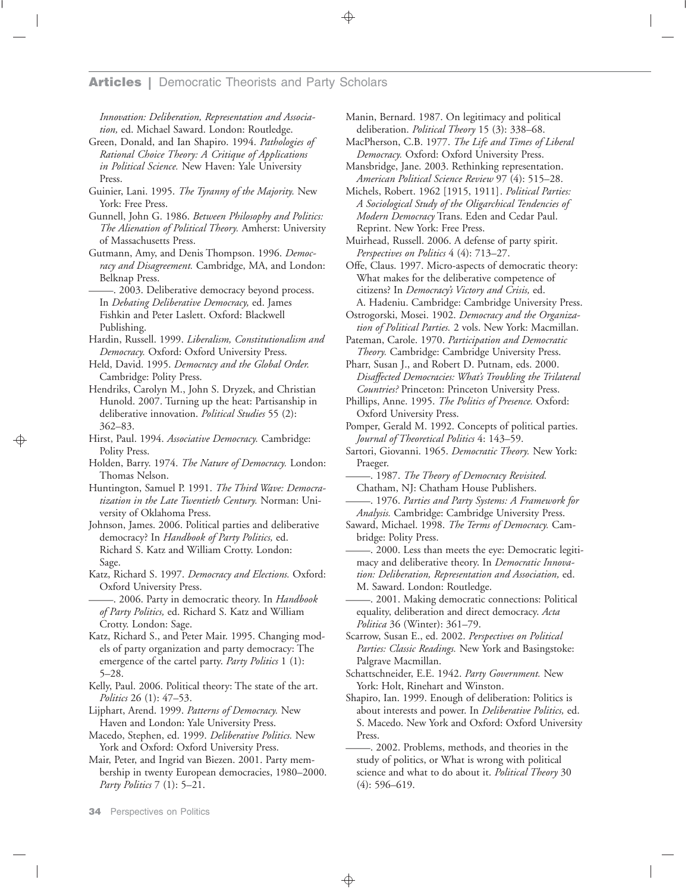*Innovation: Deliberation, Representation and Association,* ed. Michael Saward. London: Routledge.

Green, Donald, and Ian Shapiro. 1994. *Pathologies of Rational Choice Theory: A Critique of Applications in Political Science.* New Haven: Yale University Press.

Guinier, Lani. 1995. *The Tyranny of the Majority.* New York: Free Press.

Gunnell, John G. 1986. *Between Philosophy and Politics: The Alienation of Political Theory.* Amherst: University of Massachusetts Press.

Gutmann, Amy, and Denis Thompson. 1996. *Democracy and Disagreement.* Cambridge, MA, and London: Belknap Press.

———. 2003. Deliberative democracy beyond process. In *Debating Deliberative Democracy,* ed. James Fishkin and Peter Laslett. Oxford: Blackwell Publishing.

Hardin, Russell. 1999. *Liberalism, Constitutionalism and Democracy.* Oxford: Oxford University Press.

Held, David. 1995. *Democracy and the Global Order.* Cambridge: Polity Press.

Hendriks, Carolyn M., John S. Dryzek, and Christian Hunold. 2007. Turning up the heat: Partisanship in deliberative innovation. *Political Studies* 55 (2): 362–83.

Hirst, Paul. 1994. *Associative Democracy.* Cambridge: Polity Press.

Holden, Barry. 1974. *The Nature of Democracy.* London: Thomas Nelson.

Huntington, Samuel P. 1991. *The Third Wave: Democratization in the Late Twentieth Century.* Norman: University of Oklahoma Press.

Johnson, James. 2006. Political parties and deliberative democracy? In *Handbook of Party Politics,* ed. Richard S. Katz and William Crotty. London: Sage.

Katz, Richard S. 1997. *Democracy and Elections.* Oxford: Oxford University Press.

———. 2006. Party in democratic theory. In *Handbook of Party Politics,* ed. Richard S. Katz and William Crotty. London: Sage.

Katz, Richard S., and Peter Mair. 1995. Changing models of party organization and party democracy: The emergence of the cartel party. *Party Politics* 1 (1): 5–28.

Kelly, Paul. 2006. Political theory: The state of the art. *Politics* 26 (1): 47–53.

Lijphart, Arend. 1999. *Patterns of Democracy.* New Haven and London: Yale University Press.

Macedo, Stephen, ed. 1999. *Deliberative Politics.* New York and Oxford: Oxford University Press.

Mair, Peter, and Ingrid van Biezen. 2001. Party membership in twenty European democracies, 1980–2000. *Party Politics* 7 (1): 5–21.

Manin, Bernard. 1987. On legitimacy and political deliberation. *Political Theory* 15 (3): 338–68.

MacPherson, C.B. 1977. *The Life and Times of Liberal Democracy.* Oxford: Oxford University Press.

Mansbridge, Jane. 2003. Rethinking representation. *American Political Science Review* 97 (4): 515–28.

Michels, Robert. 1962 [1915, 1911]. *Political Parties: A Sociological Study of the Oligarchical Tendencies of Modern Democracy* Trans. Eden and Cedar Paul. Reprint. New York: Free Press.

Muirhead, Russell. 2006. A defense of party spirit. *Perspectives on Politics* 4 (4): 713–27.

Offe, Claus. 1997. Micro-aspects of democratic theory: What makes for the deliberative competence of citizens? In *Democracy's Victory and Crisis,* ed. A. Hadeniu. Cambridge: Cambridge University Press.

Ostrogorski, Mosei. 1902. *Democracy and the Organization of Political Parties.* 2 vols. New York: Macmillan.

Pateman, Carole. 1970. *Participation and Democratic Theory.* Cambridge: Cambridge University Press.

Pharr, Susan J., and Robert D. Putnam, eds. 2000. *Disaffected Democracies: What's Troubling the Trilateral Countries?* Princeton: Princeton University Press.

Phillips, Anne. 1995. *The Politics of Presence.* Oxford: Oxford University Press.

Pomper, Gerald M. 1992. Concepts of political parties. *Journal of Theoretical Politics* 4: 143–59.

Sartori, Giovanni. 1965. *Democratic Theory.* New York: Praeger.

———. 1987. *The Theory of Democracy Revisited.* Chatham, NJ: Chatham House Publishers.

———. 1976. *Parties and Party Systems: A Framework for Analysis.* Cambridge: Cambridge University Press.

Saward, Michael. 1998. *The Terms of Democracy.* Cambridge: Polity Press.

———. 2000. Less than meets the eye: Democratic legitimacy and deliberative theory. In *Democratic Innovation: Deliberation, Representation and Association,* ed. M. Saward. London: Routledge.

———. 2001. Making democratic connections: Political equality, deliberation and direct democracy. *Acta Politica* 36 (Winter): 361–79.

Scarrow, Susan E., ed. 2002. *Perspectives on Political Parties: Classic Readings.* New York and Basingstoke: Palgrave Macmillan.

Schattschneider, E.E. 1942. *Party Government.* New York: Holt, Rinehart and Winston.

Shapiro, Ian. 1999. Enough of deliberation: Politics is about interests and power. In *Deliberative Politics,* ed. S. Macedo. New York and Oxford: Oxford University Press.

———. 2002. Problems, methods, and theories in the study of politics, or What is wrong with political science and what to do about it. *Political Theory* 30 (4): 596–619.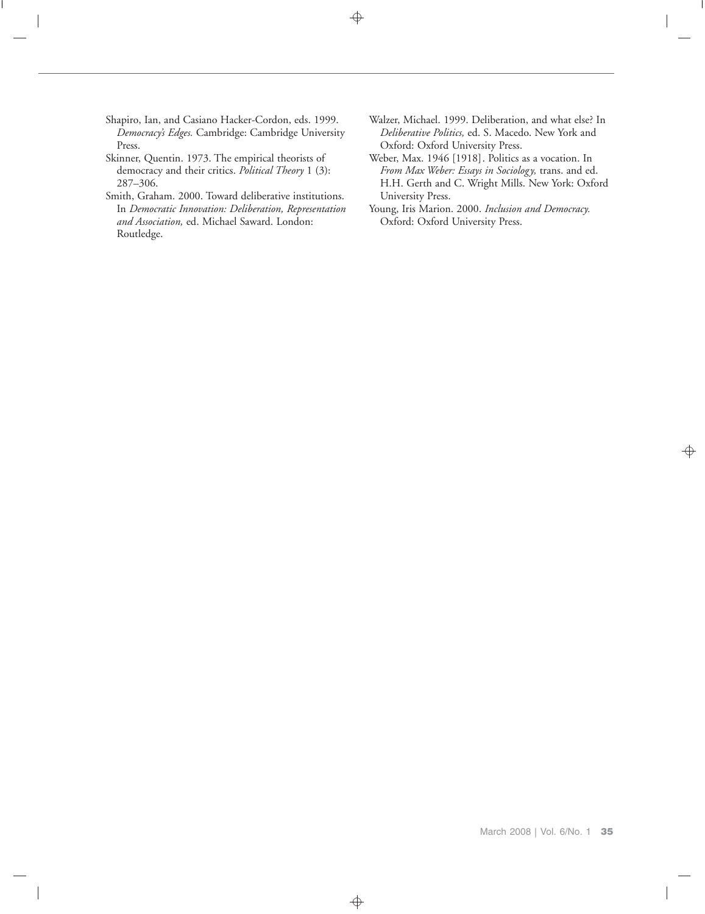Shapiro, Ian, and Casiano Hacker-Cordon, eds. 1999. *Democracy's Edges.* Cambridge: Cambridge University Press.

Skinner, Quentin. 1973. The empirical theorists of democracy and their critics. *Political Theory* 1 (3): 287–306.

Smith, Graham. 2000. Toward deliberative institutions. In *Democratic Innovation: Deliberation, Representation and Association,* ed. Michael Saward. London: Routledge.

Walzer, Michael. 1999. Deliberation, and what else? In *Deliberative Politics,* ed. S. Macedo. New York and Oxford: Oxford University Press.

Weber, Max. 1946 [1918]. Politics as a vocation. In *From Max Weber: Essays in Sociology,* trans. and ed. H.H. Gerth and C. Wright Mills. New York: Oxford University Press.

Young, Iris Marion. 2000. *Inclusion and Democracy.* Oxford: Oxford University Press.